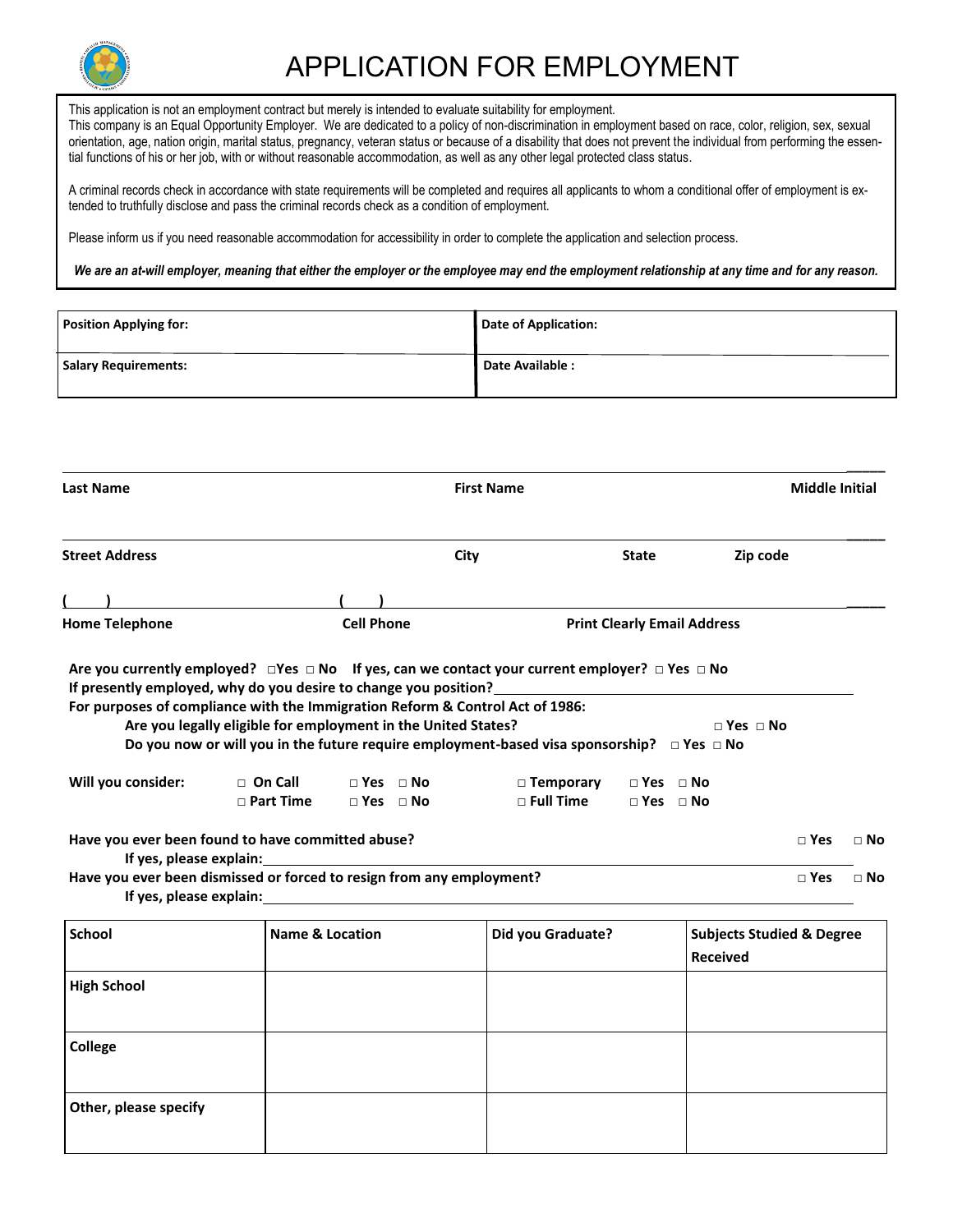# APPLICATION FOR EMPLOYMENT

This application is not an employment contract but merely is intended to evaluate suitability for employment.
This company is an Equal Opportunity Employer. We are dedicated to a policy of non-discrimination in employment based on race, color, religion, sex, sexual orientation, age, nation origin, marital status, pregnancy, veteran status or because of a disability that does not prevent the individual from performing the essential functions of his or her job, with or without reasonable accommodation, as well as any other legal protected class status.

A criminal records check in accordance with state requirements will be completed and requires all applicants to whom a conditional offer of employment is extended to truthfully disclose and pass the criminal records check as a condition of employment.

Please inform us if you need reasonable accommodation for accessibility in order to complete the application and selection process.

***We are an at-will employer, meaning that either the employer or the employee may end the employment relationship at any time and for any reason.***

| **Position Applying for:** | **Date of Application:** |
|---|---|
| **Salary Requirements:** | **Date Available :** |

**Last Name** **First Name** **Middle Initial**

**Street Address** **City** **State** **Zip code**

( ) ( )
**Home Telephone** **Cell Phone** **Print Clearly Email Address**

**Are you currently employed?** □Yes □ No **If yes, can we contact your current employer?** □ Yes □ No
**If presently employed, why do you desire to change you position?**\_\_\_\_\_\_\_\_\_\_\_\_\_\_\_\_\_\_\_\_
**For purposes of compliance with the Immigration Reform & Control Act of 1986:**
**Are you legally eligible for employment in the United States?** □ Yes □ No
**Do you now or will you in the future require employment-based visa sponsorship?** □ Yes □ No

**Will you consider:** □ **On Call** □ Yes □ No □ **Temporary** □ Yes □ No
□ **Part Time** □ Yes □ No □ **Full Time** □ Yes □ No

**Have you ever been found to have committed abuse?** □ Yes □ No
**If yes, please explain:**\_\_\_\_\_\_\_\_\_\_\_\_\_\_\_\_\_\_\_\_
**Have you ever been dismissed or forced to resign from any employment?** □ Yes □ No
**If yes, please explain:**\_\_\_\_\_\_\_\_\_\_\_\_\_\_\_\_\_\_\_\_

| School | Name & Location | Did you Graduate? | Subjects Studied & Degree Received |
|---|---|---|---|
| **High School** | | | |
| **College** | | | |
| **Other, please specify** | | | |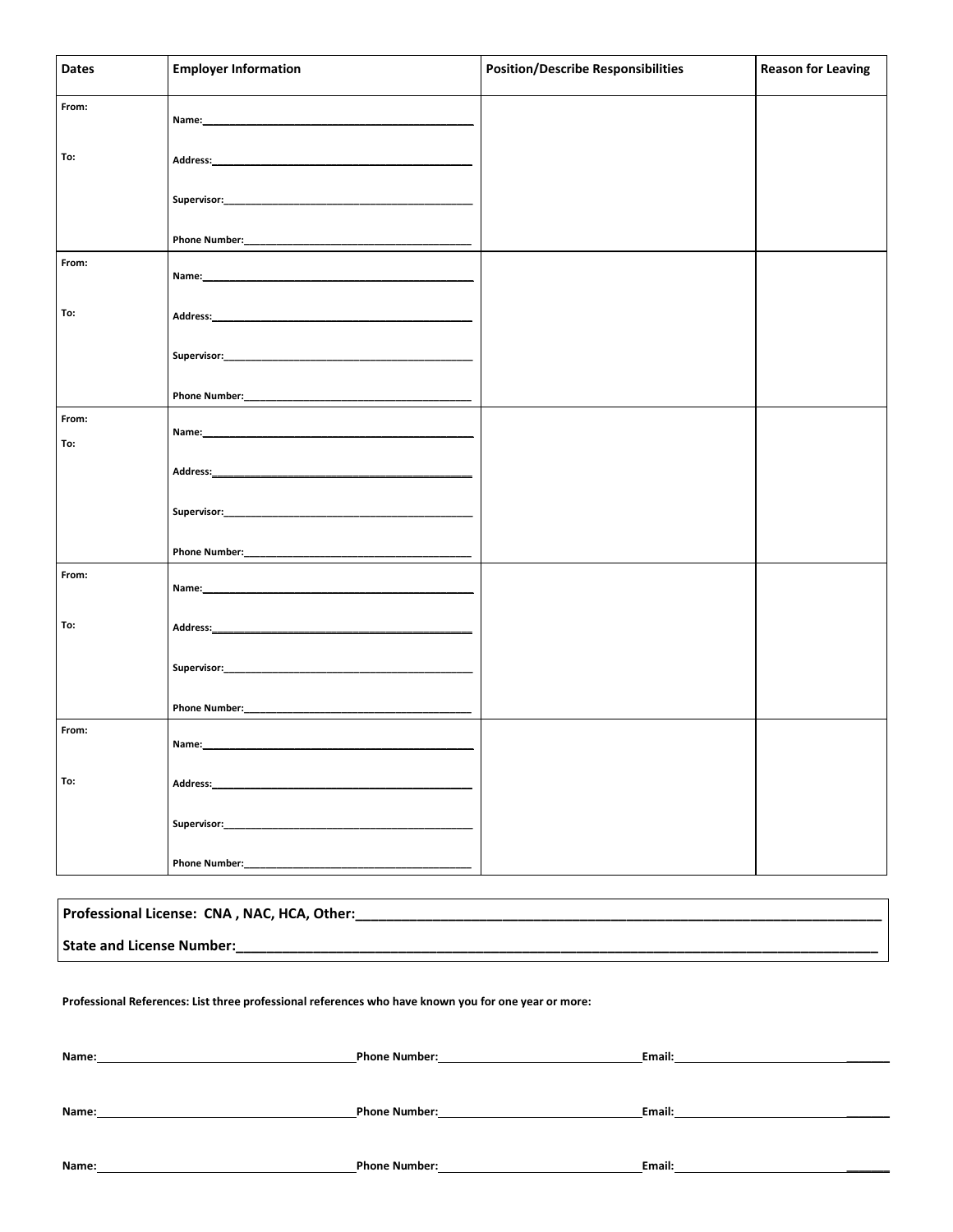| Dates | Employer Information | Position/Describe Responsibilities | Reason for Leaving |
|---|---|---|---|
| From:<br><br>To: | Name:\_\_\_\_\_\_\_\_\_\_\_\_\_\_\_\_\_\_\_\_\_\_\_\_\_\_\_\_\_\_\_\_\_\_\_\_\_\_\_\_<br><br>Address:\_\_\_\_\_\_\_\_\_\_\_\_\_\_\_\_\_\_\_\_\_\_\_\_\_\_\_\_\_\_\_\_\_\_\_\_\_\_<br><br>Supervisor:\_\_\_\_\_\_\_\_\_\_\_\_\_\_\_\_\_\_\_\_\_\_\_\_\_\_\_\_\_\_\_\_\_\_\_\_\_<br><br>Phone Number:\_\_\_\_\_\_\_\_\_\_\_\_\_\_\_\_\_\_\_\_\_\_\_\_\_\_\_\_\_\_\_\_\_\_ | | |
| From:<br><br>To: | Name:\_\_\_\_\_\_\_\_\_\_\_\_\_\_\_\_\_\_\_\_\_\_\_\_\_\_\_\_\_\_\_\_\_\_\_\_\_\_\_\_<br><br>Address:\_\_\_\_\_\_\_\_\_\_\_\_\_\_\_\_\_\_\_\_\_\_\_\_\_\_\_\_\_\_\_\_\_\_\_\_\_\_<br><br>Supervisor:\_\_\_\_\_\_\_\_\_\_\_\_\_\_\_\_\_\_\_\_\_\_\_\_\_\_\_\_\_\_\_\_\_\_\_\_\_<br><br>Phone Number:\_\_\_\_\_\_\_\_\_\_\_\_\_\_\_\_\_\_\_\_\_\_\_\_\_\_\_\_\_\_\_\_\_\_ | | |
| From:<br>To: | Name:\_\_\_\_\_\_\_\_\_\_\_\_\_\_\_\_\_\_\_\_\_\_\_\_\_\_\_\_\_\_\_\_\_\_\_\_\_\_\_\_<br><br>Address:\_\_\_\_\_\_\_\_\_\_\_\_\_\_\_\_\_\_\_\_\_\_\_\_\_\_\_\_\_\_\_\_\_\_\_\_\_\_<br><br>Supervisor:\_\_\_\_\_\_\_\_\_\_\_\_\_\_\_\_\_\_\_\_\_\_\_\_\_\_\_\_\_\_\_\_\_\_\_\_\_<br><br>Phone Number:\_\_\_\_\_\_\_\_\_\_\_\_\_\_\_\_\_\_\_\_\_\_\_\_\_\_\_\_\_\_\_\_\_\_ | | |
| From:<br><br>To: | Name:\_\_\_\_\_\_\_\_\_\_\_\_\_\_\_\_\_\_\_\_\_\_\_\_\_\_\_\_\_\_\_\_\_\_\_\_\_\_\_\_<br><br>Address:\_\_\_\_\_\_\_\_\_\_\_\_\_\_\_\_\_\_\_\_\_\_\_\_\_\_\_\_\_\_\_\_\_\_\_\_\_\_<br><br>Supervisor:\_\_\_\_\_\_\_\_\_\_\_\_\_\_\_\_\_\_\_\_\_\_\_\_\_\_\_\_\_\_\_\_\_\_\_\_\_<br><br>Phone Number:\_\_\_\_\_\_\_\_\_\_\_\_\_\_\_\_\_\_\_\_\_\_\_\_\_\_\_\_\_\_\_\_\_\_ | | |
| From:<br><br>To: | Name:\_\_\_\_\_\_\_\_\_\_\_\_\_\_\_\_\_\_\_\_\_\_\_\_\_\_\_\_\_\_\_\_\_\_\_\_\_\_\_\_<br><br>Address:\_\_\_\_\_\_\_\_\_\_\_\_\_\_\_\_\_\_\_\_\_\_\_\_\_\_\_\_\_\_\_\_\_\_\_\_\_\_<br><br>Supervisor:\_\_\_\_\_\_\_\_\_\_\_\_\_\_\_\_\_\_\_\_\_\_\_\_\_\_\_\_\_\_\_\_\_\_\_\_\_<br><br>Phone Number:\_\_\_\_\_\_\_\_\_\_\_\_\_\_\_\_\_\_\_\_\_\_\_\_\_\_\_\_\_\_\_\_\_\_ | | |

**Professional License: CNA , NAC, HCA, Other:**\_\_\_\_\_\_\_\_\_\_\_\_\_\_\_\_\_\_\_\_\_\_\_\_\_\_\_\_\_\_\_\_\_\_\_\_\_\_\_\_\_\_\_\_\_\_\_\_\_\_\_\_\_\_\_\_\_\_\_\_

**State and License Number:**\_\_\_\_\_\_\_\_\_\_\_\_\_\_\_\_\_\_\_\_\_\_\_\_\_\_\_\_\_\_\_\_\_\_\_\_\_\_\_\_\_\_\_\_\_\_\_\_\_\_\_\_\_\_\_\_\_\_\_\_\_\_\_\_\_\_\_\_\_\_\_\_\_\_

**Professional References: List three professional references who have known you for one year or more:**

**Name:**\_\_\_\_\_\_\_\_\_\_\_\_\_\_\_\_\_\_\_\_\_\_\_\_\_\_\_\_\_\_\_\_\_\_\_\_\_\_\_\_ **Phone Number:**\_\_\_\_\_\_\_\_\_\_\_\_\_\_\_\_\_\_\_\_\_\_\_\_\_\_\_\_\_\_\_\_ **Email:**\_\_\_\_\_\_\_\_\_\_\_\_\_\_\_\_\_\_\_\_\_\_\_\_\_\_\_\_\_\_\_\_\_\_

**Name:**\_\_\_\_\_\_\_\_\_\_\_\_\_\_\_\_\_\_\_\_\_\_\_\_\_\_\_\_\_\_\_\_\_\_\_\_\_\_\_\_ **Phone Number:**\_\_\_\_\_\_\_\_\_\_\_\_\_\_\_\_\_\_\_\_\_\_\_\_\_\_\_\_\_\_\_\_ **Email:**\_\_\_\_\_\_\_\_\_\_\_\_\_\_\_\_\_\_\_\_\_\_\_\_\_\_\_\_\_\_\_\_\_\_

**Name:**\_\_\_\_\_\_\_\_\_\_\_\_\_\_\_\_\_\_\_\_\_\_\_\_\_\_\_\_\_\_\_\_\_\_\_\_\_\_\_\_ **Phone Number:**\_\_\_\_\_\_\_\_\_\_\_\_\_\_\_\_\_\_\_\_\_\_\_\_\_\_\_\_\_\_\_\_ **Email:**\_\_\_\_\_\_\_\_\_\_\_\_\_\_\_\_\_\_\_\_\_\_\_\_\_\_\_\_\_\_\_\_\_\_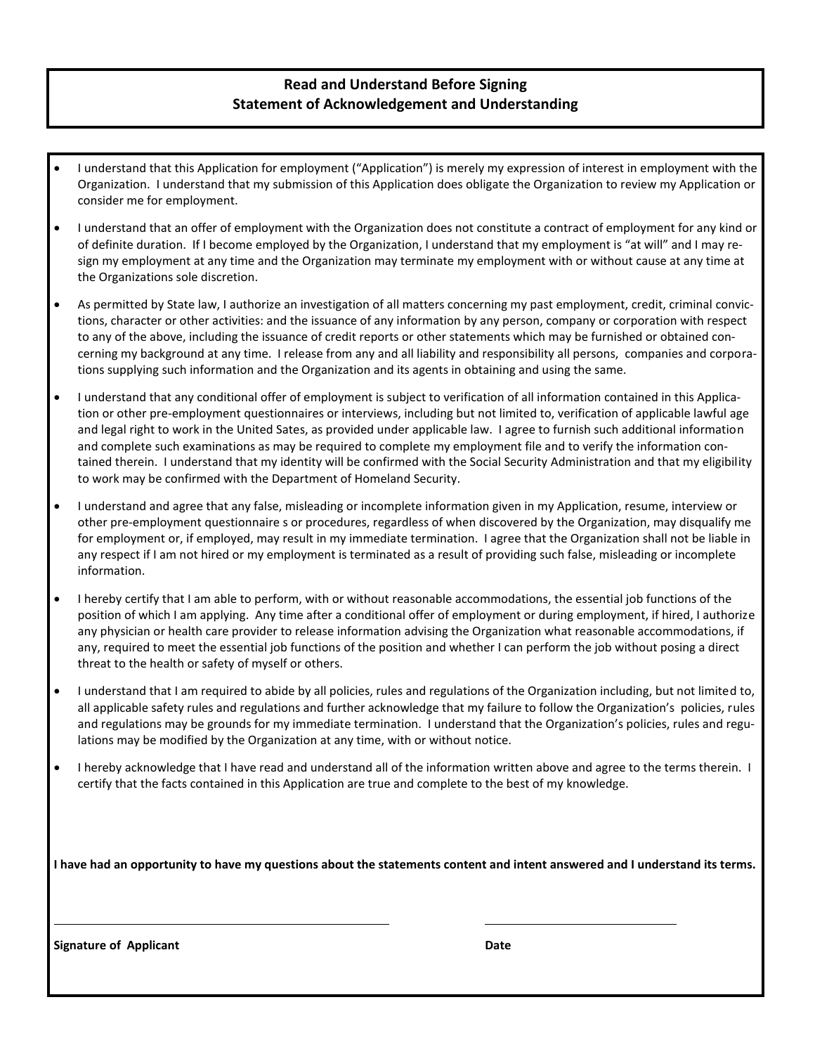## Read and Understand Before Signing
## Statement of Acknowledgement and Understanding

- I understand that this Application for employment ("Application") is merely my expression of interest in employment with the Organization. I understand that my submission of this Application does obligate the Organization to review my Application or consider me for employment.
- I understand that an offer of employment with the Organization does not constitute a contract of employment for any kind or of definite duration. If I become employed by the Organization, I understand that my employment is "at will" and I may resign my employment at any time and the Organization may terminate my employment with or without cause at any time at the Organizations sole discretion.
- As permitted by State law, I authorize an investigation of all matters concerning my past employment, credit, criminal convictions, character or other activities: and the issuance of any information by any person, company or corporation with respect to any of the above, including the issuance of credit reports or other statements which may be furnished or obtained concerning my background at any time. I release from any and all liability and responsibility all persons, companies and corporations supplying such information and the Organization and its agents in obtaining and using the same.
- I understand that any conditional offer of employment is subject to verification of all information contained in this Application or other pre-employment questionnaires or interviews, including but not limited to, verification of applicable lawful age and legal right to work in the United Sates, as provided under applicable law. I agree to furnish such additional information and complete such examinations as may be required to complete my employment file and to verify the information contained therein. I understand that my identity will be confirmed with the Social Security Administration and that my eligibility to work may be confirmed with the Department of Homeland Security.
- I understand and agree that any false, misleading or incomplete information given in my Application, resume, interview or other pre-employment questionnaire s or procedures, regardless of when discovered by the Organization, may disqualify me for employment or, if employed, may result in my immediate termination. I agree that the Organization shall not be liable in any respect if I am not hired or my employment is terminated as a result of providing such false, misleading or incomplete information.
- I hereby certify that I am able to perform, with or without reasonable accommodations, the essential job functions of the position of which I am applying. Any time after a conditional offer of employment or during employment, if hired, I authorize any physician or health care provider to release information advising the Organization what reasonable accommodations, if any, required to meet the essential job functions of the position and whether I can perform the job without posing a direct threat to the health or safety of myself or others.
- I understand that I am required to abide by all policies, rules and regulations of the Organization including, but not limited to, all applicable safety rules and regulations and further acknowledge that my failure to follow the Organization's policies, rules and regulations may be grounds for my immediate termination. I understand that the Organization's policies, rules and regulations may be modified by the Organization at any time, with or without notice.
- I hereby acknowledge that I have read and understand all of the information written above and agree to the terms therein. I certify that the facts contained in this Application are true and complete to the best of my knowledge.

**I have had an opportunity to have my questions about the statements content and intent answered and I understand its terms.**

**Signature of Applicant** ______________________________ **Date** ____________________